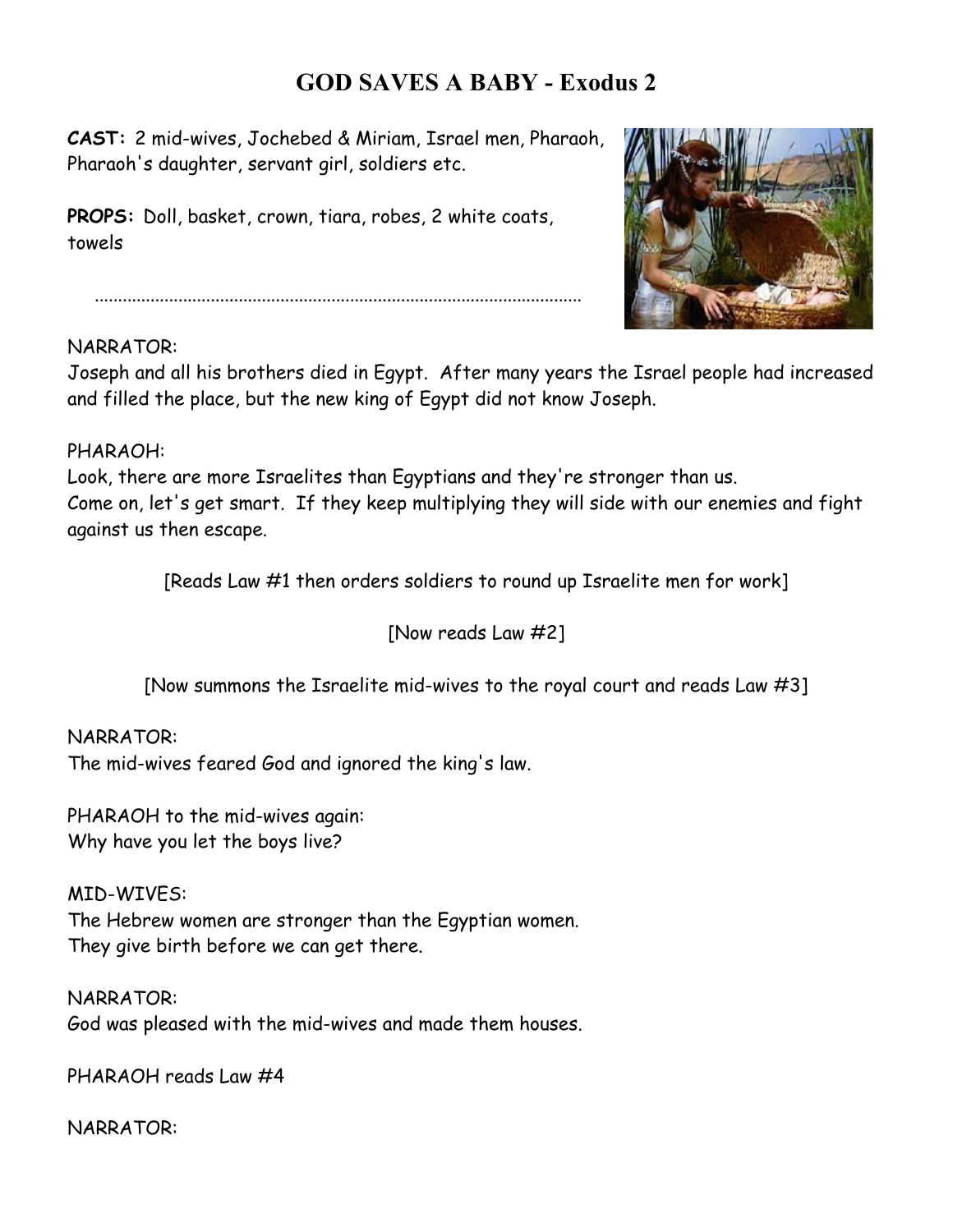# GOD SAVES A BABY - Exodus 2

**CAST:** 2 mid-wives, Jochebed & Miriam, Israel men, Pharaoh, Pharaoh's daughter, servant girl, soldiers etc.

**PROPS:** Doll, basket, crown, tiara, robes, 2 white coats, towels

.......................................................................................................

NARRATOR:
Joseph and all his brothers died in Egypt. After many years the Israel people had increased and filled the place, but the new king of Egypt did not know Joseph.

PHARAOH:
Look, there are more Israelites than Egyptians and they're stronger than us.
Come on, let's get smart. If they keep multiplying they will side with our enemies and fight against us then escape.

[Reads Law #1 then orders soldiers to round up Israelite men for work]

[Now reads Law #2]

[Now summons the Israelite mid-wives to the royal court and reads Law #3]

NARRATOR:
The mid-wives feared God and ignored the king's law.

PHARAOH to the mid-wives again:
Why have you let the boys live?

MID-WIVES:
The Hebrew women are stronger than the Egyptian women.
They give birth before we can get there.

NARRATOR:
God was pleased with the mid-wives and made them houses.

PHARAOH reads Law #4

NARRATOR: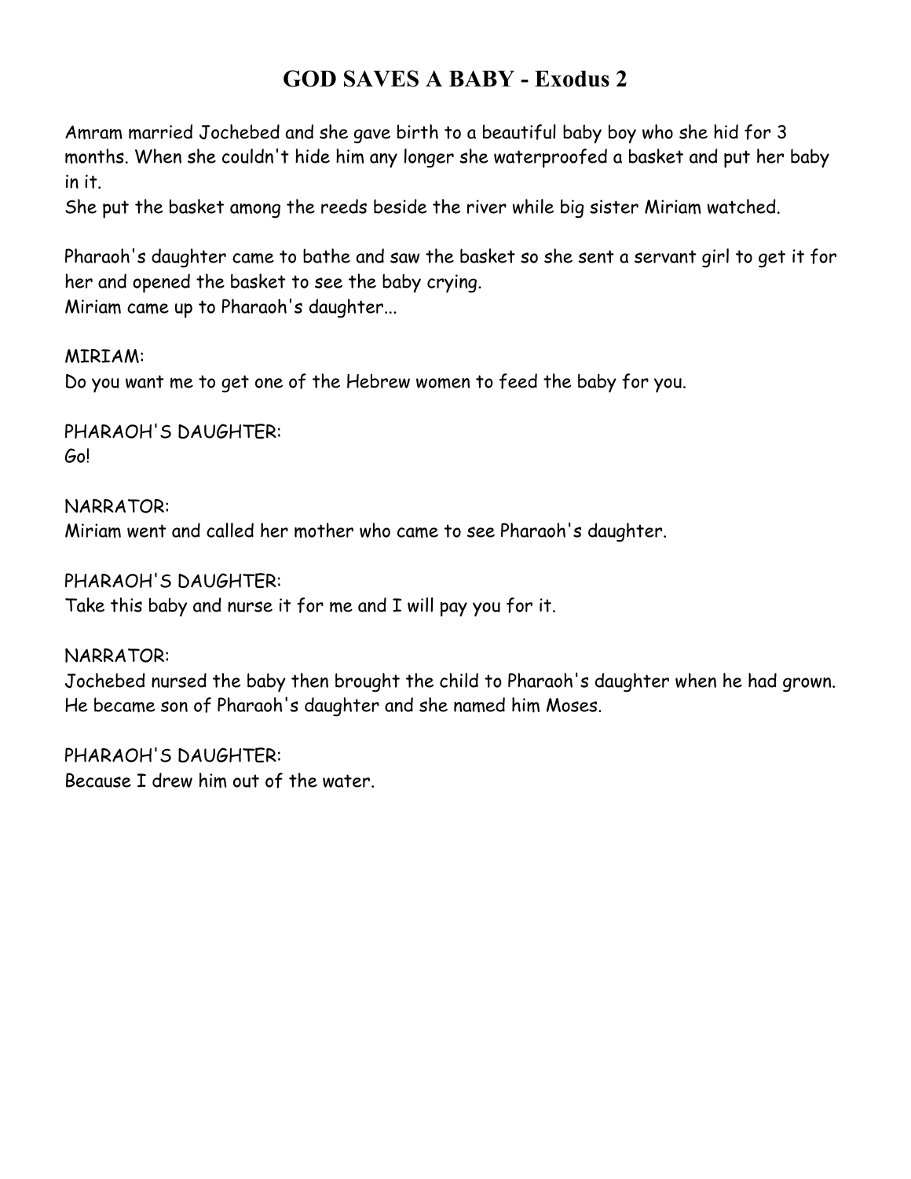# GOD SAVES A BABY - Exodus 2

Amram married Jochebed and she gave birth to a beautiful baby boy who she hid for 3 months. When she couldn't hide him any longer she waterproofed a basket and put her baby in it.
She put the basket among the reeds beside the river while big sister Miriam watched.

Pharaoh's daughter came to bathe and saw the basket so she sent a servant girl to get it for her and opened the basket to see the baby crying.
Miriam came up to Pharaoh's daughter...

MIRIAM:
Do you want me to get one of the Hebrew women to feed the baby for you.

PHARAOH'S DAUGHTER:
Go!

NARRATOR:
Miriam went and called her mother who came to see Pharaoh's daughter.

PHARAOH'S DAUGHTER:
Take this baby and nurse it for me and I will pay you for it.

NARRATOR:
Jochebed nursed the baby then brought the child to Pharaoh's daughter when he had grown. He became son of Pharaoh's daughter and she named him Moses.

PHARAOH'S DAUGHTER:
Because I drew him out of the water.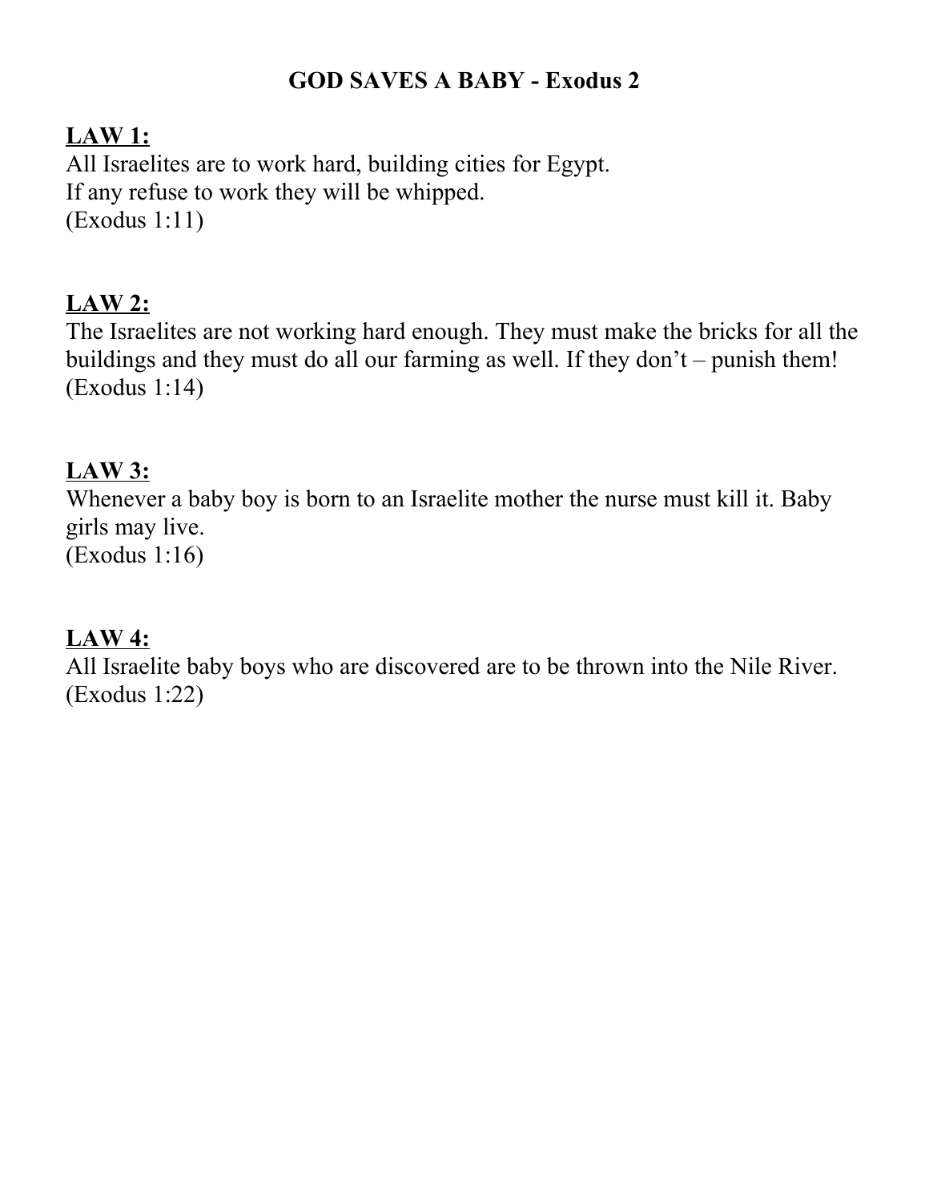# GOD SAVES A BABY - Exodus 2

**LAW 1:**

All Israelites are to work hard, building cities for Egypt.
If any refuse to work they will be whipped.
(Exodus 1:11)

**LAW 2:**

The Israelites are not working hard enough. They must make the bricks for all the buildings and they must do all our farming as well. If they don't – punish them!
(Exodus 1:14)

**LAW 3:**

Whenever a baby boy is born to an Israelite mother the nurse must kill it. Baby girls may live.
(Exodus 1:16)

**LAW 4:**

All Israelite baby boys who are discovered are to be thrown into the Nile River.
(Exodus 1:22)